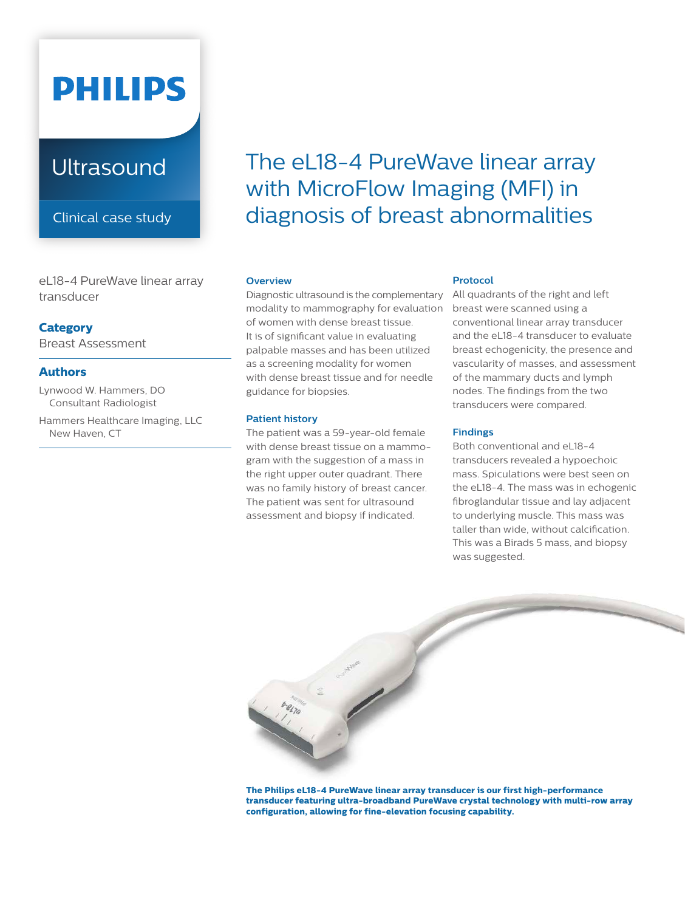PHILIPS

Ultrasound

Clinical case study

# The eL18-4 PureWave linear array with MicroFlow Imaging (MFI) in diagnosis of breast abnormalities

eL18-4 PureWave linear array transducer

**Category**

Breast Assessment

**Authors**

Lynwood W. Hammers, DO
Consultant Radiologist

Hammers Healthcare Imaging, LLC
New Haven, CT

## Overview

Diagnostic ultrasound is the complementary modality to mammography for evaluation of women with dense breast tissue. It is of significant value in evaluating palpable masses and has been utilized as a screening modality for women with dense breast tissue and for needle guidance for biopsies.

## Patient history

The patient was a 59-year-old female with dense breast tissue on a mammogram with the suggestion of a mass in the right upper outer quadrant. There was no family history of breast cancer. The patient was sent for ultrasound assessment and biopsy if indicated.

## Protocol

All quadrants of the right and left breast were scanned using a conventional linear array transducer and the eL18-4 transducer to evaluate breast echogenicity, the presence and vascularity of masses, and assessment of the mammary ducts and lymph nodes. The findings from the two transducers were compared.

## Findings

Both conventional and eL18-4 transducers revealed a hypoechoic mass. Spiculations were best seen on the eL18-4. The mass was in echogenic fibroglandular tissue and lay adjacent to underlying muscle. This mass was taller than wide, without calcification. This was a Birads 5 mass, and biopsy was suggested.

**The Philips eL18-4 PureWave linear array transducer is our first high-performance transducer featuring ultra-broadband PureWave crystal technology with multi-row array configuration, allowing for fine-elevation focusing capability.**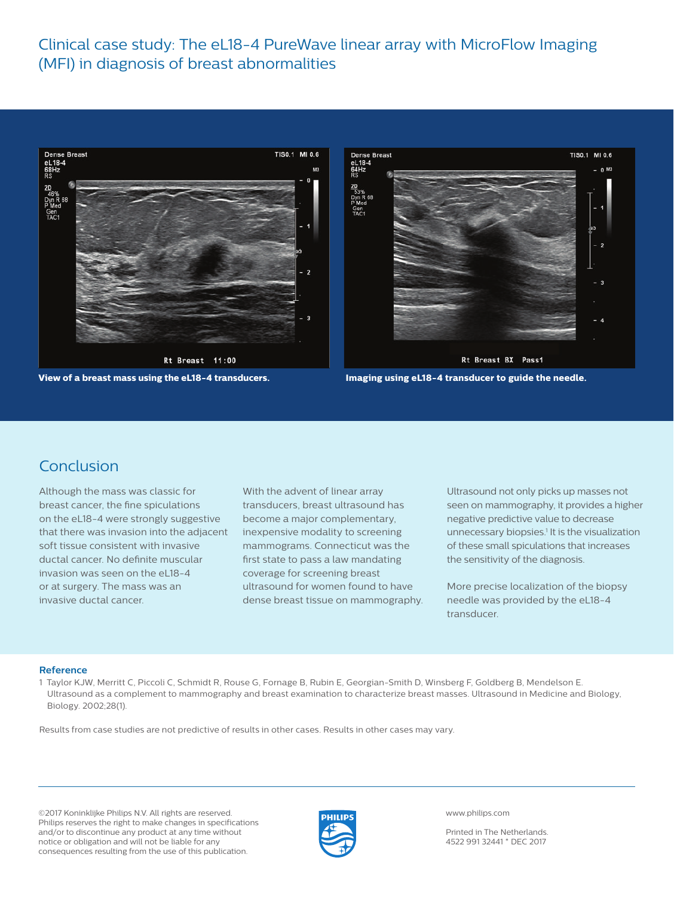# Clinical case study: The eL18-4 PureWave linear array with MicroFlow Imaging (MFI) in diagnosis of breast abnormalities

View of a breast mass using the eL18-4 transducers.

Imaging using eL18-4 transducer to guide the needle.

## Conclusion

Although the mass was classic for breast cancer, the fine spiculations on the eL18-4 were strongly suggestive that there was invasion into the adjacent soft tissue consistent with invasive ductal cancer. No definite muscular invasion was seen on the eL18-4 or at surgery. The mass was an invasive ductal cancer.

With the advent of linear array transducers, breast ultrasound has become a major complementary, inexpensive modality to screening mammograms. Connecticut was the first state to pass a law mandating coverage for screening breast ultrasound for women found to have dense breast tissue on mammography.

Ultrasound not only picks up masses not seen on mammography, it provides a higher negative predictive value to decrease unnecessary biopsies.[1] It is the visualization of these small spiculations that increases the sensitivity of the diagnosis.

More precise localization of the biopsy needle was provided by the eL18-4 transducer.

### Reference

1 Taylor KJW, Merritt C, Piccoli C, Schmidt R, Rouse G, Fornage B, Rubin E, Georgian-Smith D, Winsberg F, Goldberg B, Mendelson E. Ultrasound as a complement to mammography and breast examination to characterize breast masses. Ultrasound in Medicine and Biology. Biology. 2002;28(1).

Results from case studies are not predictive of results in other cases. Results in other cases may vary.

©2017 Koninklijke Philips N.V. All rights are reserved. Philips reserves the right to make changes in specifications and/or to discontinue any product at any time without notice or obligation and will not be liable for any consequences resulting from the use of this publication.

www.philips.com

Printed in The Netherlands.
4522 991 32441 * DEC 2017